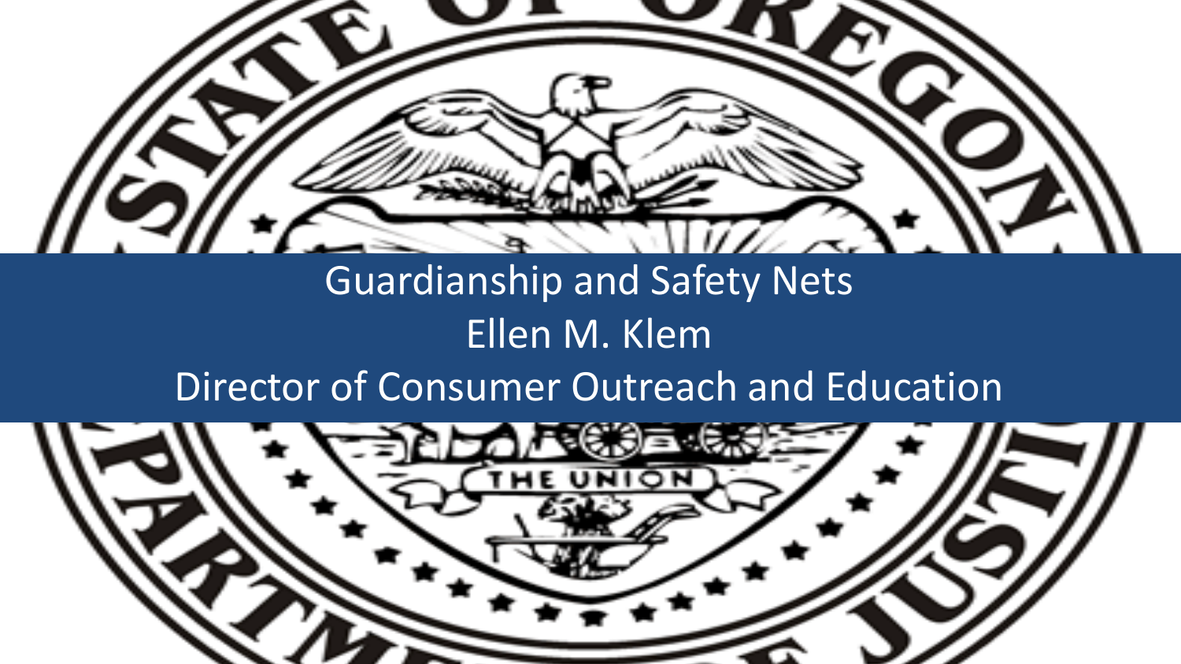# Guardianship and Safety Nets

Ellen M. Klem

Director of Consumer Outreach and Education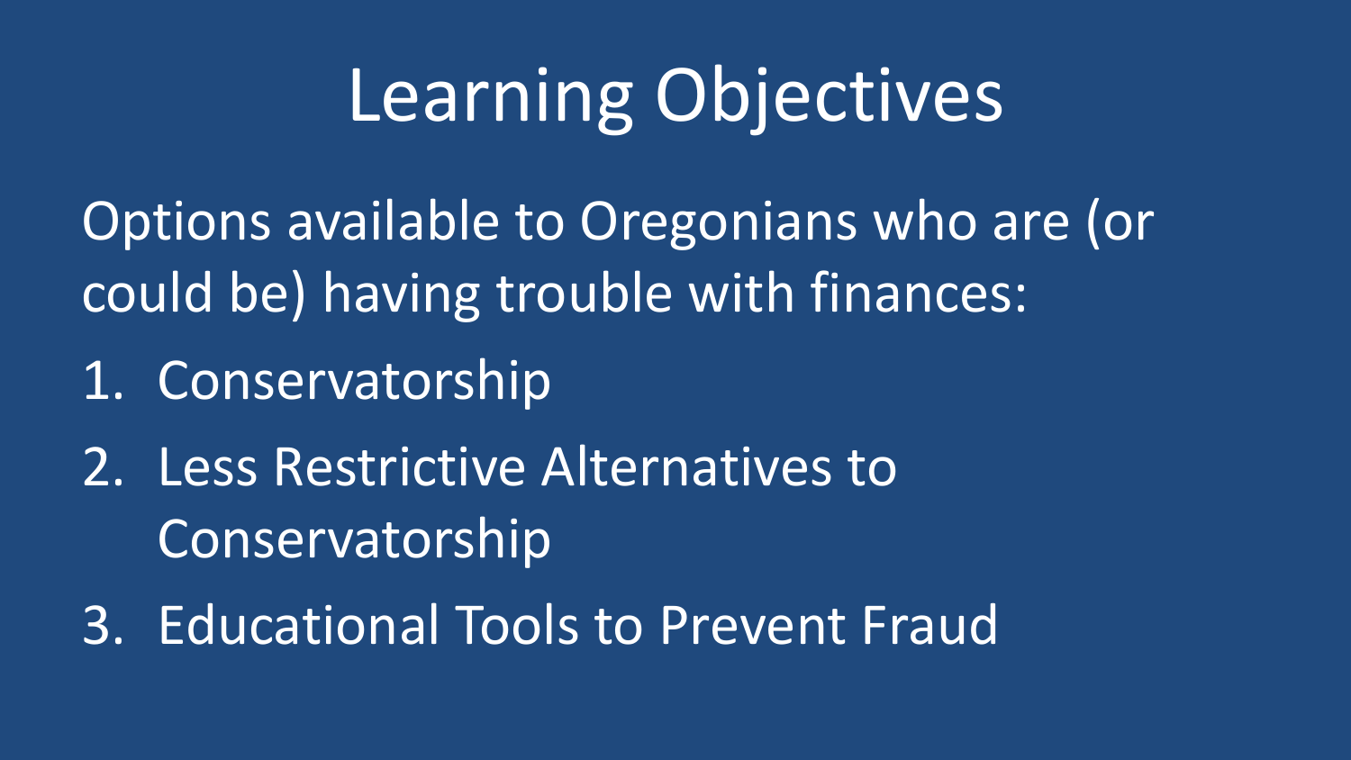# Learning Objectives

Options available to Oregonians who are (or could be) having trouble with finances:

1. Conservatorship
2. Less Restrictive Alternatives to Conservatorship
3. Educational Tools to Prevent Fraud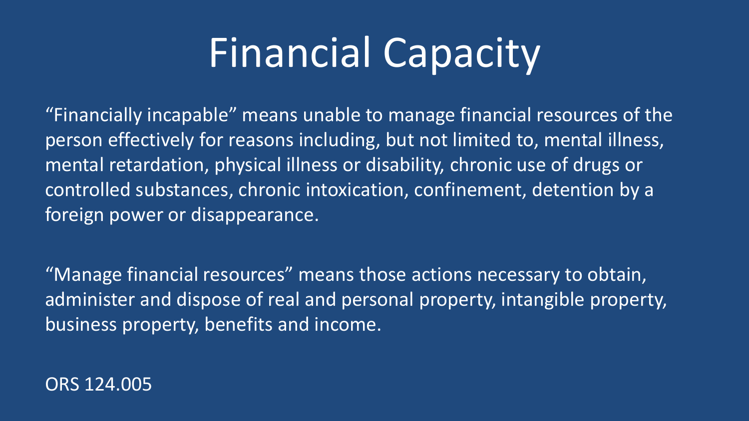# Financial Capacity

"Financially incapable" means unable to manage financial resources of the person effectively for reasons including, but not limited to, mental illness, mental retardation, physical illness or disability, chronic use of drugs or controlled substances, chronic intoxication, confinement, detention by a foreign power or disappearance.

"Manage financial resources" means those actions necessary to obtain, administer and dispose of real and personal property, intangible property, business property, benefits and income.

ORS 124.005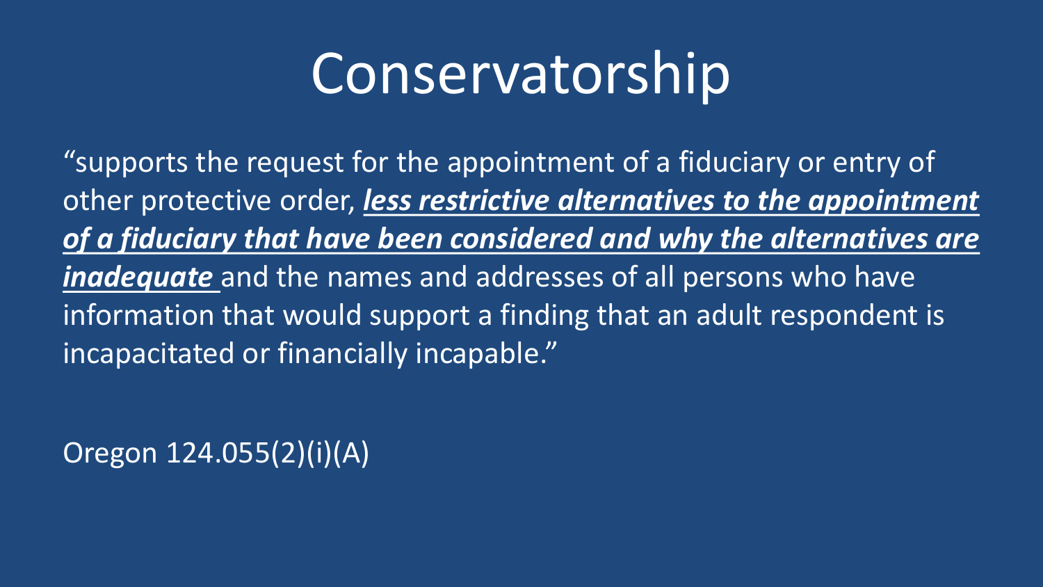# Conservatorship

"supports the request for the appointment of a fiduciary or entry of other protective order, ***<u>less restrictive alternatives to the appointment of a fiduciary that have been considered and why the alternatives are inadequate</u>*** and the names and addresses of all persons who have information that would support a finding that an adult respondent is incapacitated or financially incapable."

Oregon 124.055(2)(i)(A)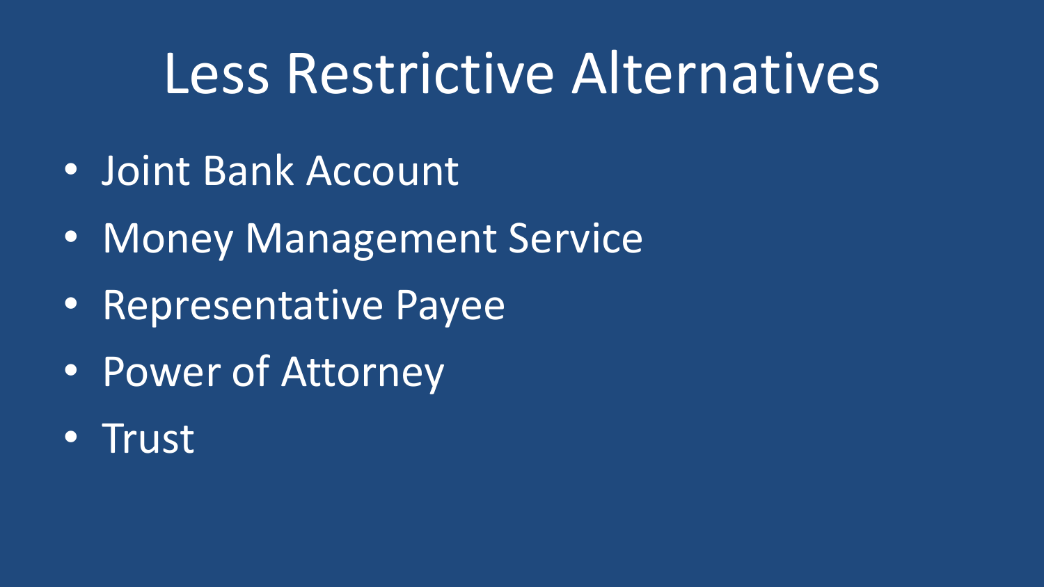# Less Restrictive Alternatives

- Joint Bank Account
- Money Management Service
- Representative Payee
- Power of Attorney
- Trust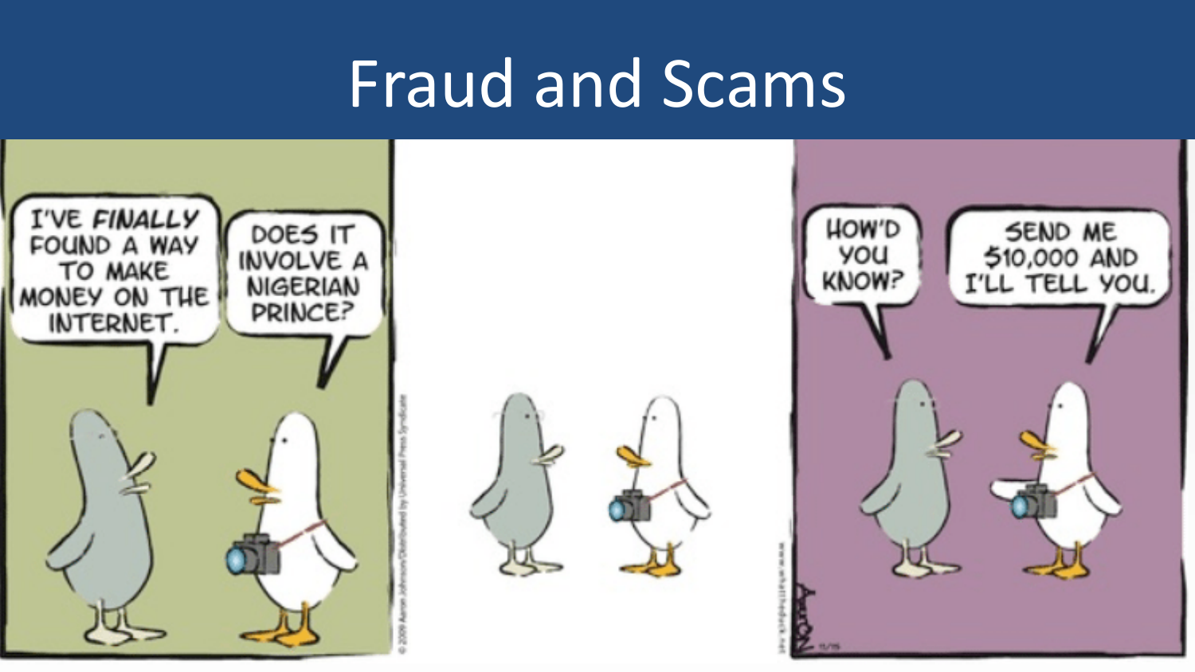# Fraud and Scams

I'VE *FINALLY* FOUND A WAY TO MAKE MONEY ON THE INTERNET.

DOES IT INVOLVE A NIGERIAN PRINCE?

HOW'D YOU KNOW?

SEND ME $10,000 AND I'LL TELL YOU.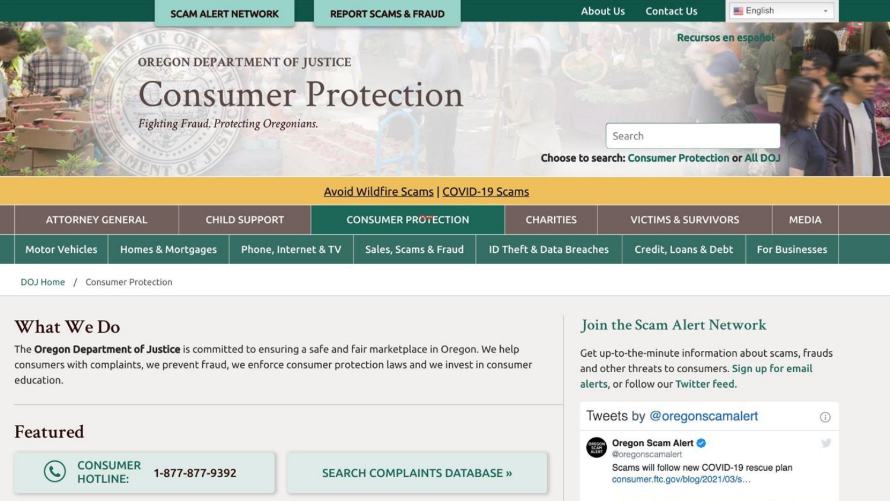SCAM ALERT NETWORK | REPORT SCAMS & FRAUD | About Us | Contact Us | English

Recursos en español

OREGON DEPARTMENT OF JUSTICE

# Consumer Protection

*Fighting Fraud. Protecting Oregonians.*

Search

Choose to search: Consumer Protection or All DOJ

Avoid Wildfire Scams | COVID-19 Scams

ATTORNEY GENERAL | CHILD SUPPORT | CONSUMER PROTECTION | CHARITIES | VICTIMS & SURVIVORS | MEDIA

Motor Vehicles | Homes & Mortgages | Phone, Internet & TV | Sales, Scams & Fraud | ID Theft & Data Breaches | Credit, Loans & Debt | For Businesses

DOJ Home / Consumer Protection

## What We Do

The **Oregon Department of Justice** is committed to ensuring a safe and fair marketplace in Oregon. We help consumers with complaints, we prevent fraud, we enforce consumer protection laws and we invest in consumer education.

## Featured

CONSUMER HOTLINE: 1-877-877-9392

SEARCH COMPLAINTS DATABASE »

## Join the Scam Alert Network

Get up-to-the-minute information about scams, frauds and other threats to consumers. Sign up for email alerts, or follow our Twitter feed.

Tweets by @oregonscamalert

**Oregon Scam Alert**
@oregonscamalert

Scams will follow new COVID-19 rescue plan
consumer.ftc.gov/blog/2021/03/s...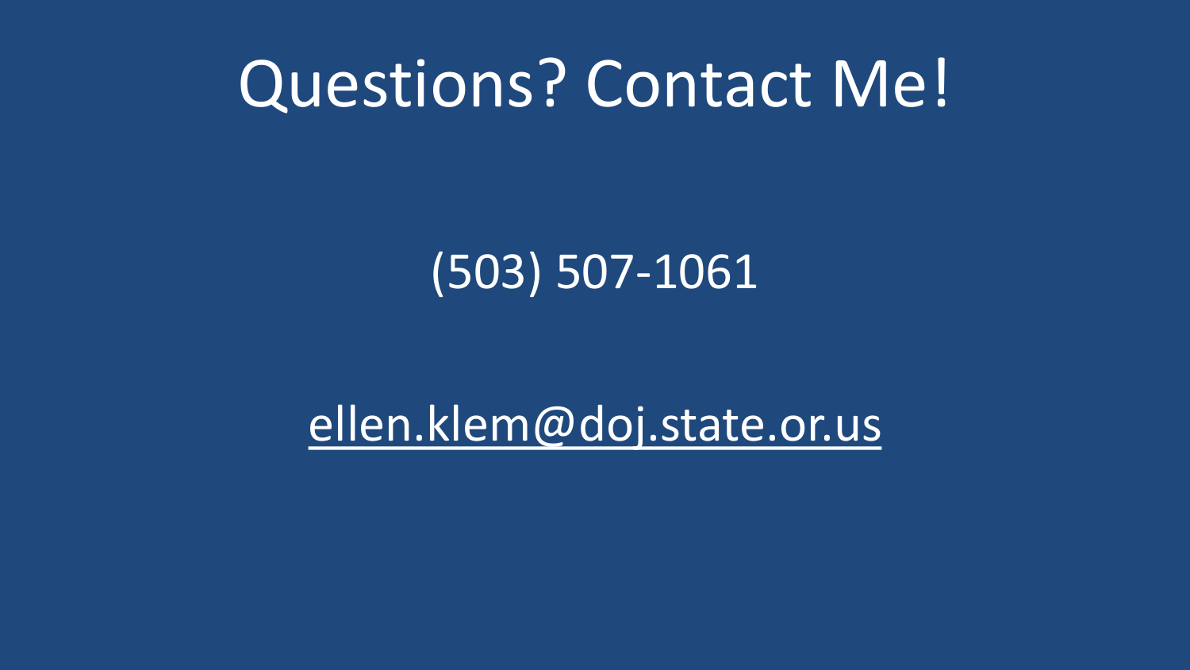# Questions? Contact Me!

(503) 507-1061

ellen.klem@doj.state.or.us